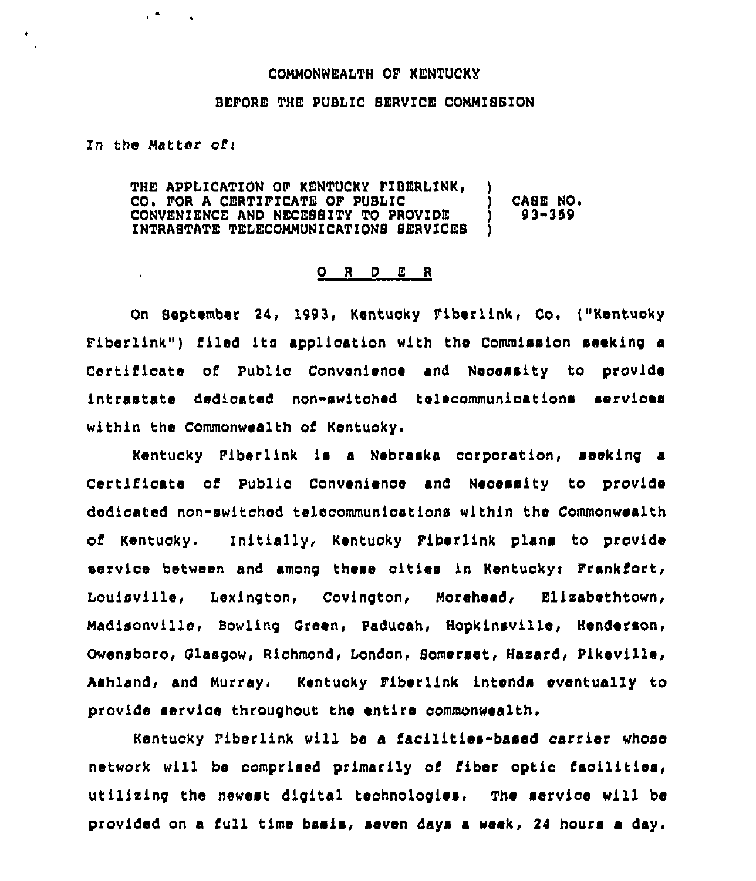COMMONWEALTH OF KENTUCKY

BEFORE THE PUBLIC SERVICE COMMISSION

In the Matter of:

| | | |
|---|---|---|
| THE APPLICATION OF KENTUCKY FIBERLINK, CO. FOR A CERTIFICATE OF PUBLIC CONVENIENCE AND NECESSITY TO PROVIDE INTRASTATE TELECOMMUNICATIONS SERVICES | ) ) ) ) | CASE NO. 93-359 |

## O R D E R

On September 24, 1993, Kentucky Fiberlink, Co. ("Kentucky Fiberlink") filed its application with the Commission seeking a Certificate of Public Convenience and Necessity to provide intrastate dedicated non-switched telecommunications services within the Commonwealth of Kentucky.

Kentucky Fiberlink is a Nebraska corporation, seeking a Certificate of Public Convenience and Necessity to provide dedicated non-switched telecommunications within the Commonwealth of Kentucky. Initially, Kentucky Fiberlink plans to provide service between and among these cities in Kentucky: Frankfort, Louisville, Lexington, Covington, Morehead, Elizabethtown, Madisonville, Bowling Green, Paducah, Hopkinsville, Henderson, Owensboro, Glasgow, Richmond, London, Somerset, Hazard, Pikeville, Ashland, and Murray. Kentucky Fiberlink intends eventually to provide service throughout the entire commonwealth.

Kentucky Fiberlink will be a facilities-based carrier whose network will be comprised primarily of fiber optic facilities, utilizing the newest digital technologies. The service will be provided on a full time basis, seven days a week, 24 hours a day.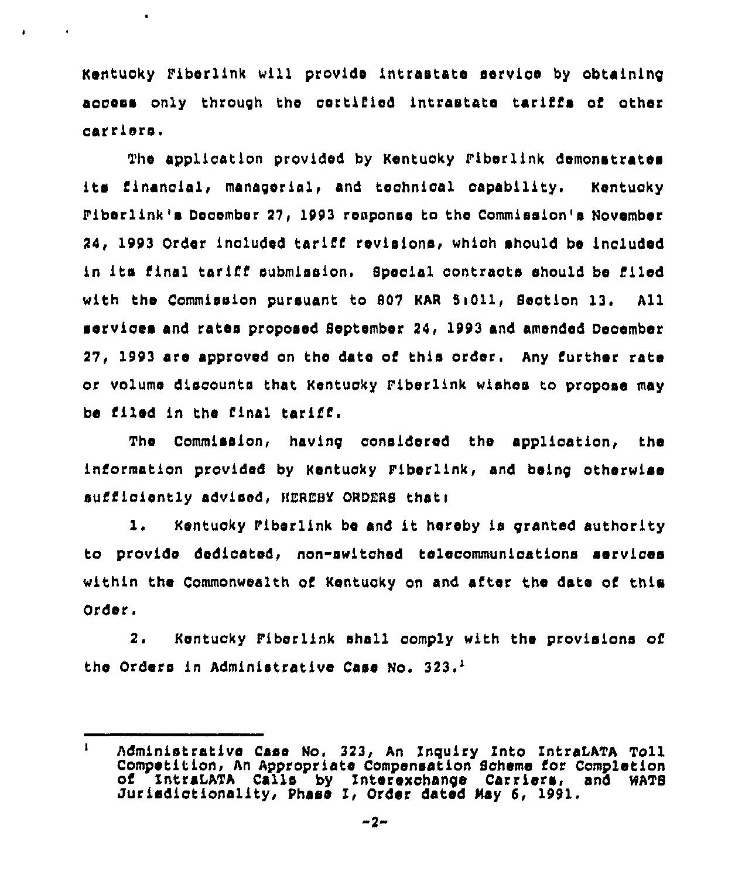Kentucky Fiberlink will provide intrastate service by obtaining access only through the certified intrastate tariffs of other carriers.

The application provided by Kentucky Fiberlink demonstrates its financial, managerial, and technical capability. Kentucky Fiberlink's December 27, 1993 response to the Commission's November 24, 1993 Order included tariff revisions, which should be included in its final tariff submission. Special contracts should be filed with the Commission pursuant to 807 KAR 5:011, Section 13. All services and rates proposed September 24, 1993 and amended December 27, 1993 are approved on the date of this order. Any further rate or volume discounts that Kentucky Fiberlink wishes to propose may be filed in the final tariff.

The Commission, having considered the application, the information provided by Kentucky Fiberlink, and being otherwise sufficiently advised, HEREBY ORDERS that:

1. Kentucky Fiberlink be and it hereby is granted authority to provide dedicated, non-switched telecommunications services within the Commonwealth of Kentucky on and after the date of this Order.

2. Kentucky Fiberlink shall comply with the provisions of the Orders in Administrative Case No. 323.[1]

---

[1] Administrative Case No. 323, An Inquiry Into IntraLATA Toll Competition, An Appropriate Compensation Scheme for Completion of IntraLATA Calls by Interexchange Carriers, and WATS Jurisdictionality, Phase I, Order dated May 6, 1991.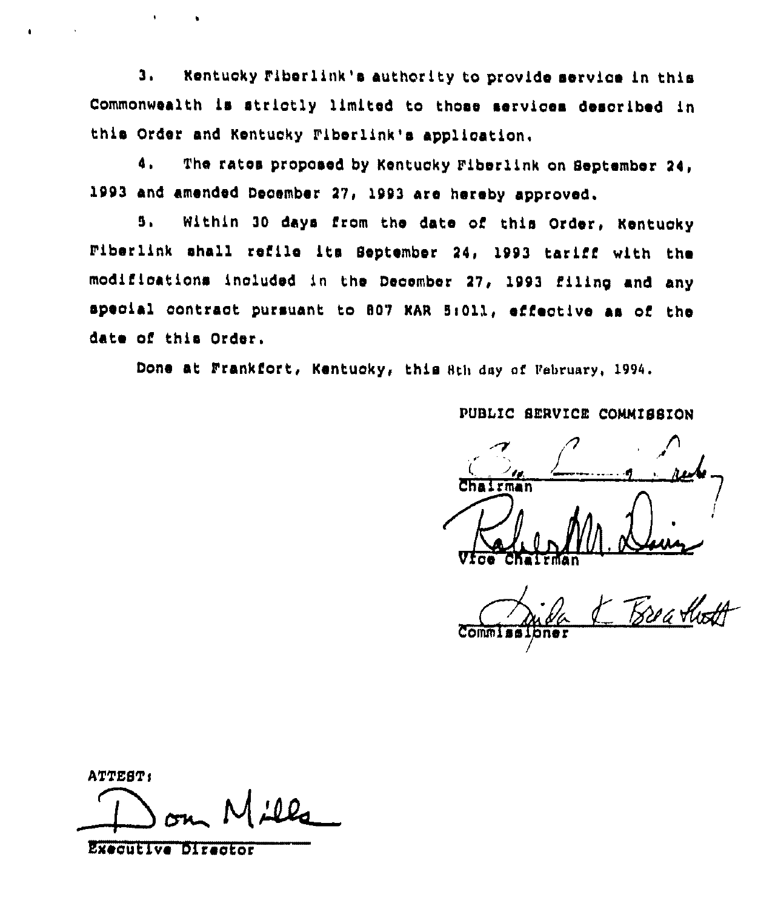3. Kentucky Fiberlink's authority to provide service in this Commonwealth is strictly limited to those services described in this Order and Kentucky Fiberlink's application.

4. The rates proposed by Kentucky Fiberlink on September 24, 1993 and amended December 27, 1993 are hereby approved.

5. Within 30 days from the date of this Order, Kentucky Fiberlink shall refile its September 24, 1993 tariff with the modifications included in the December 27, 1993 filing and any special contract pursuant to 807 KAR 5:011, effective as of the date of this Order.

Done at Frankfort, Kentucky, this 8th day of February, 1994.

PUBLIC SERVICE COMMISSION

Chairman

Vice Chairman

Commissioner

ATTEST:

Executive Director